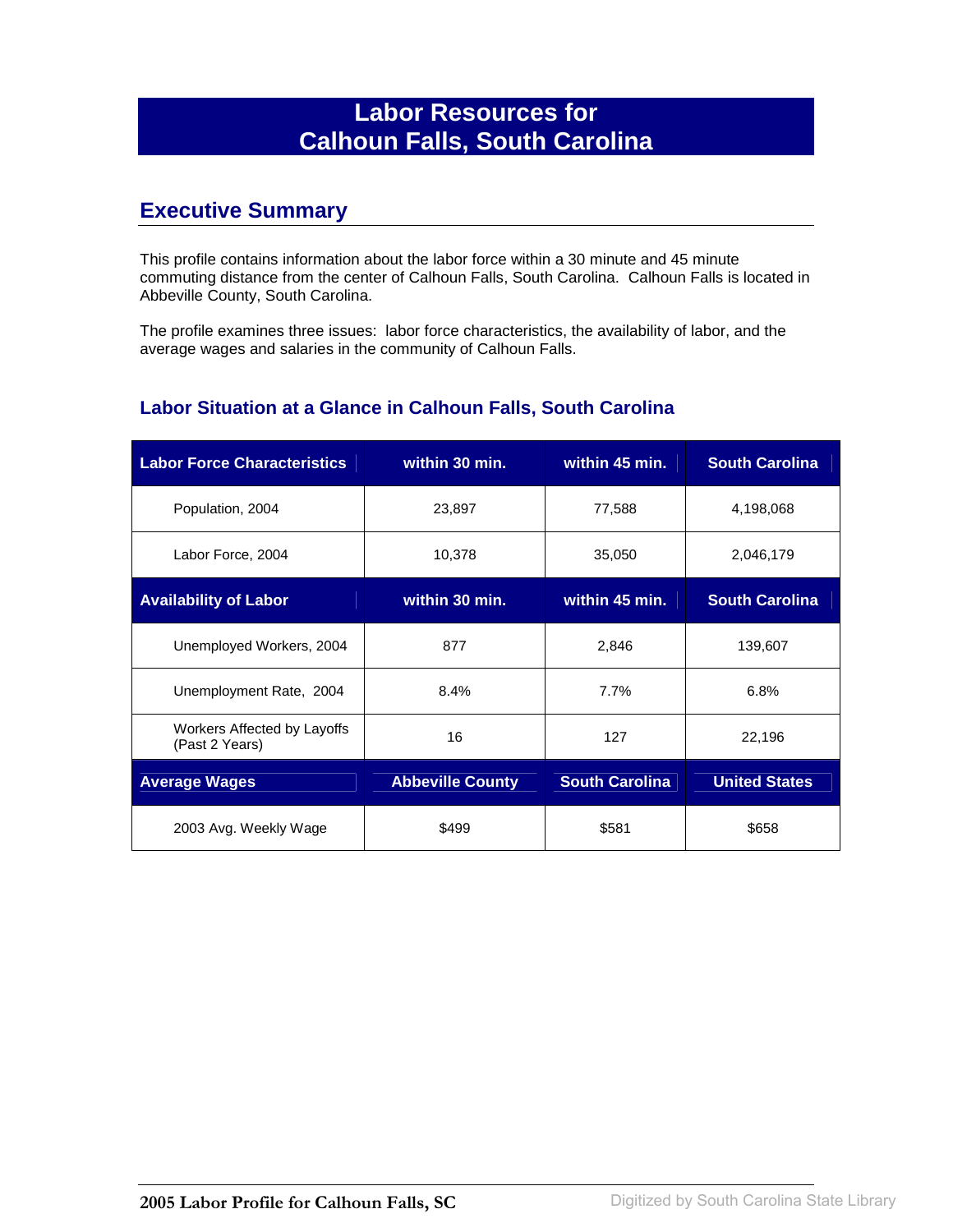# Labor Resources for Calhoun Falls, South Carolina

## Executive Summary

This profile contains information about the labor force within a 30 minute and 45 minute commuting distance from the center of Calhoun Falls, South Carolina. Calhoun Falls is located in Abbeville County, South Carolina.

The profile examines three issues: labor force characteristics, the availability of labor, and the average wages and salaries in the community of Calhoun Falls.

### Labor Situation at a Glance in Calhoun Falls, South Carolina

| Labor Force Characteristics | within 30 min. | within 45 min. | South Carolina |
|---|---|---|---|
| Population, 2004 | 23,897 | 77,588 | 4,198,068 |
| Labor Force, 2004 | 10,378 | 35,050 | 2,046,179 |
| **Availability of Labor** | **within 30 min.** | **within 45 min.** | **South Carolina** |
| Unemployed Workers, 2004 | 877 | 2,846 | 139,607 |
| Unemployment Rate, 2004 | 8.4% | 7.7% | 6.8% |
| Workers Affected by Layoffs (Past 2 Years) | 16 | 127 | 22,196 |
| **Average Wages** | **Abbeville County** | **South Carolina** | **United States** |
| 2003 Avg. Weekly Wage | $499 | $581 | $658 |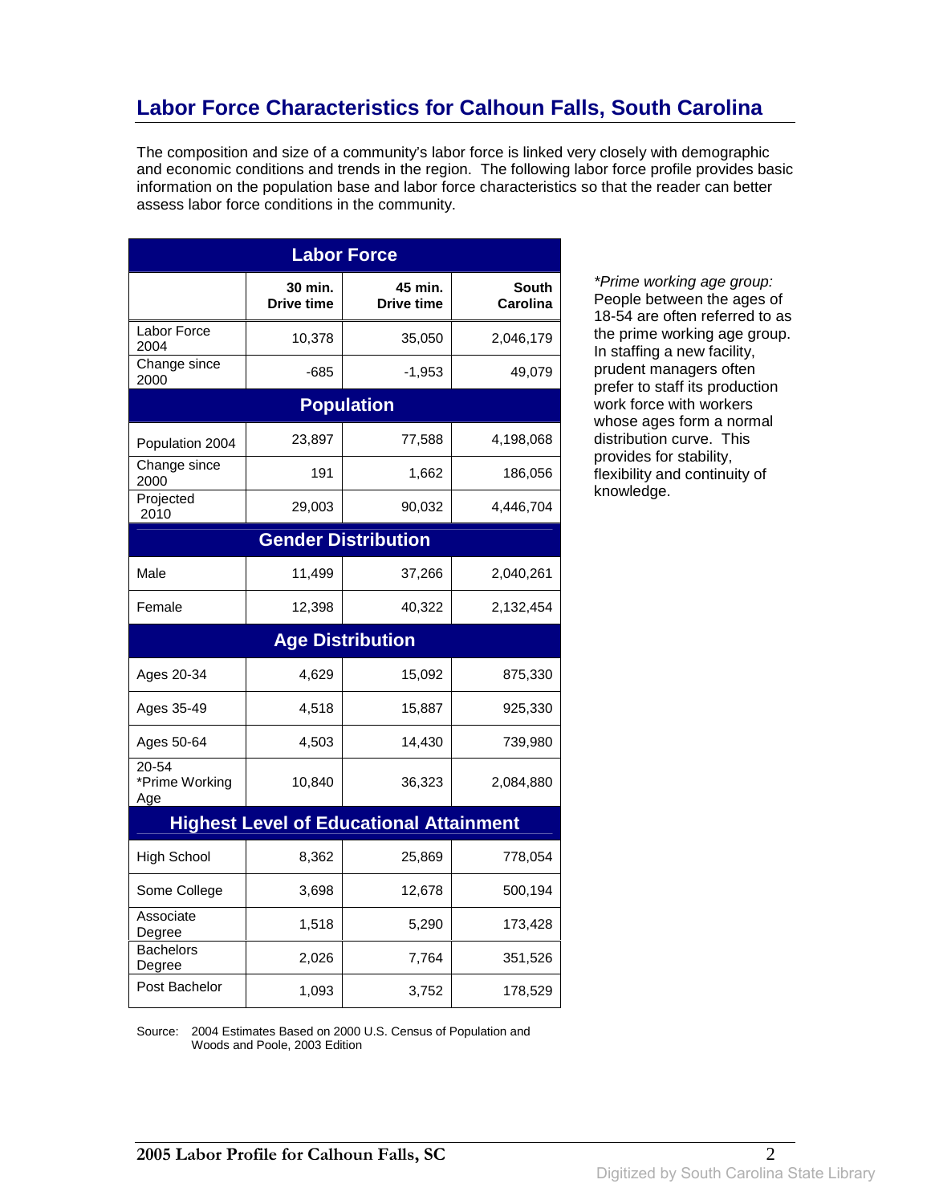# Labor Force Characteristics for Calhoun Falls, South Carolina

The composition and size of a community's labor force is linked very closely with demographic and economic conditions and trends in the region. The following labor force profile provides basic information on the population base and labor force characteristics so that the reader can better assess labor force conditions in the community.

| Labor Force | | | |
|---|---|---|---|
| | 30 min. Drive time | 45 min. Drive time | South Carolina |
| Labor Force 2004 | 10,378 | 35,050 | 2,046,179 |
| Change since 2000 | -685 | -1,953 | 49,079 |
| **Population** | | | |
| Population 2004 | 23,897 | 77,588 | 4,198,068 |
| Change since 2000 | 191 | 1,662 | 186,056 |
| Projected 2010 | 29,003 | 90,032 | 4,446,704 |
| **Gender Distribution** | | | |
| Male | 11,499 | 37,266 | 2,040,261 |
| Female | 12,398 | 40,322 | 2,132,454 |
| **Age Distribution** | | | |
| Ages 20-34 | 4,629 | 15,092 | 875,330 |
| Ages 35-49 | 4,518 | 15,887 | 925,330 |
| Ages 50-64 | 4,503 | 14,430 | 739,980 |
| 20-54 *Prime Working Age | 10,840 | 36,323 | 2,084,880 |
| **Highest Level of Educational Attainment** | | | |
| High School | 8,362 | 25,869 | 778,054 |
| Some College | 3,698 | 12,678 | 500,194 |
| Associate Degree | 1,518 | 5,290 | 173,428 |
| Bachelors Degree | 2,026 | 7,764 | 351,526 |
| Post Bachelor | 1,093 | 3,752 | 178,529 |

*Prime working age group:* People between the ages of 18-54 are often referred to as the prime working age group. In staffing a new facility, prudent managers often prefer to staff its production work force with workers whose ages form a normal distribution curve. This provides for stability, flexibility and continuity of knowledge.

Source: 2004 Estimates Based on 2000 U.S. Census of Population and Woods and Poole, 2003 Edition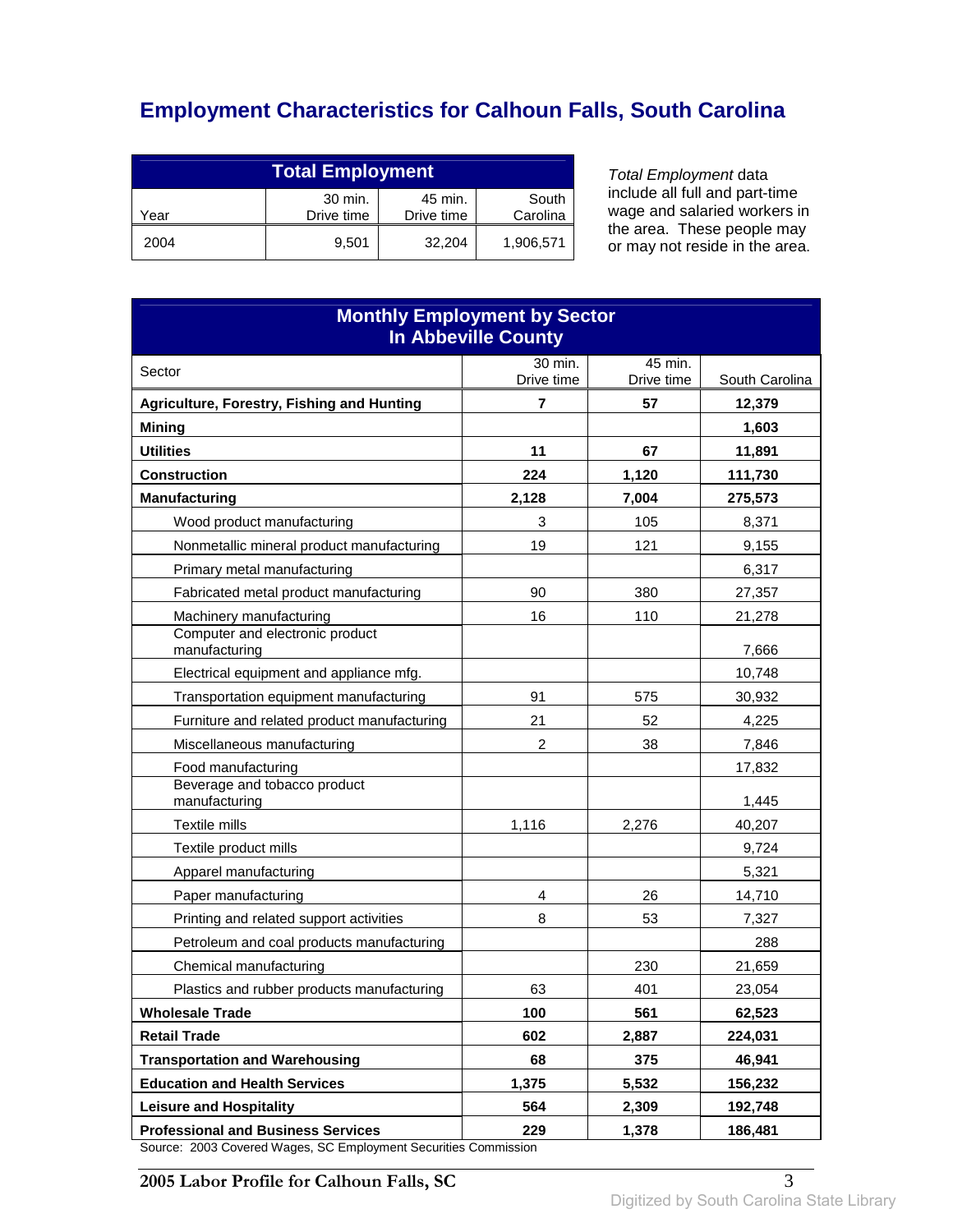# Employment Characteristics for Calhoun Falls, South Carolina

| Total Employment | | | |
|---|---|---|---|
| Year | 30 min. Drive time | 45 min. Drive time | South Carolina |
| 2004 | 9,501 | 32,204 | 1,906,571 |

*Total Employment* data include all full and part-time wage and salaried workers in the area. These people may or may not reside in the area.

| Monthly Employment by Sector In Abbeville County | | | |
|---|---|---|---|
| Sector | 30 min. Drive time | 45 min. Drive time | South Carolina |
| **Agriculture, Forestry, Fishing and Hunting** | **7** | **57** | **12,379** |
| **Mining** | | | **1,603** |
| **Utilities** | **11** | **67** | **11,891** |
| **Construction** | **224** | **1,120** | **111,730** |
| **Manufacturing** | **2,128** | **7,004** | **275,573** |
| Wood product manufacturing | 3 | 105 | 8,371 |
| Nonmetallic mineral product manufacturing | 19 | 121 | 9,155 |
| Primary metal manufacturing | | | 6,317 |
| Fabricated metal product manufacturing | 90 | 380 | 27,357 |
| Machinery manufacturing | 16 | 110 | 21,278 |
| Computer and electronic product manufacturing | | | 7,666 |
| Electrical equipment and appliance mfg. | | | 10,748 |
| Transportation equipment manufacturing | 91 | 575 | 30,932 |
| Furniture and related product manufacturing | 21 | 52 | 4,225 |
| Miscellaneous manufacturing | 2 | 38 | 7,846 |
| Food manufacturing | | | 17,832 |
| Beverage and tobacco product manufacturing | | | 1,445 |
| Textile mills | 1,116 | 2,276 | 40,207 |
| Textile product mills | | | 9,724 |
| Apparel manufacturing | | | 5,321 |
| Paper manufacturing | 4 | 26 | 14,710 |
| Printing and related support activities | 8 | 53 | 7,327 |
| Petroleum and coal products manufacturing | | | 288 |
| Chemical manufacturing | | 230 | 21,659 |
| Plastics and rubber products manufacturing | 63 | 401 | 23,054 |
| **Wholesale Trade** | **100** | **561** | **62,523** |
| **Retail Trade** | **602** | **2,887** | **224,031** |
| **Transportation and Warehousing** | **68** | **375** | **46,941** |
| **Education and Health Services** | **1,375** | **5,532** | **156,232** |
| **Leisure and Hospitality** | **564** | **2,309** | **192,748** |
| **Professional and Business Services** | **229** | **1,378** | **186,481** |

Source: 2003 Covered Wages, SC Employment Securities Commission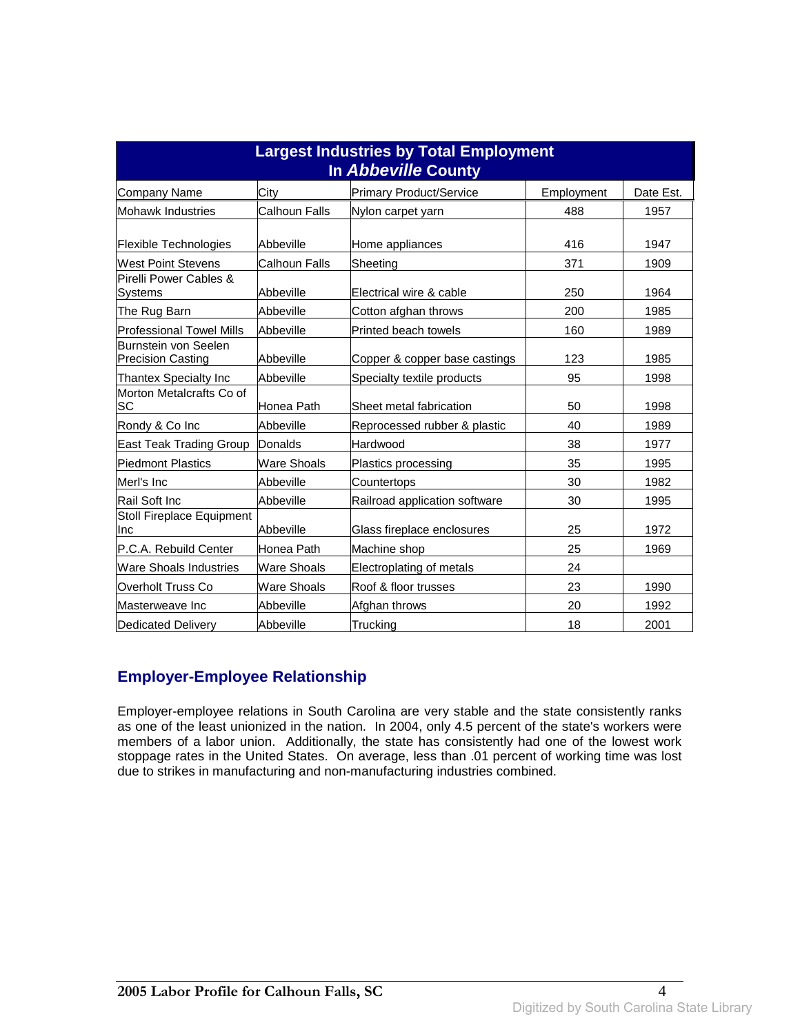## Largest Industries by Total Employment In *Abbeville* County

| Company Name | City | Primary Product/Service | Employment | Date Est. |
|---|---|---|---|---|
| Mohawk Industries | Calhoun Falls | Nylon carpet yarn | 488 | 1957 |
| Flexible Technologies | Abbeville | Home appliances | 416 | 1947 |
| West Point Stevens | Calhoun Falls | Sheeting | 371 | 1909 |
| Pirelli Power Cables & Systems | Abbeville | Electrical wire & cable | 250 | 1964 |
| The Rug Barn | Abbeville | Cotton afghan throws | 200 | 1985 |
| Professional Towel Mills | Abbeville | Printed beach towels | 160 | 1989 |
| Burnstein von Seelen Precision Casting | Abbeville | Copper & copper base castings | 123 | 1985 |
| Thantex Specialty Inc | Abbeville | Specialty textile products | 95 | 1998 |
| Morton Metalcrafts Co of SC | Honea Path | Sheet metal fabrication | 50 | 1998 |
| Rondy & Co Inc | Abbeville | Reprocessed rubber & plastic | 40 | 1989 |
| East Teak Trading Group | Donalds | Hardwood | 38 | 1977 |
| Piedmont Plastics | Ware Shoals | Plastics processing | 35 | 1995 |
| Merl's Inc | Abbeville | Countertops | 30 | 1982 |
| Rail Soft Inc | Abbeville | Railroad application software | 30 | 1995 |
| Stoll Fireplace Equipment Inc | Abbeville | Glass fireplace enclosures | 25 | 1972 |
| P.C.A. Rebuild Center | Honea Path | Machine shop | 25 | 1969 |
| Ware Shoals Industries | Ware Shoals | Electroplating of metals | 24 | |
| Overholt Truss Co | Ware Shoals | Roof & floor trusses | 23 | 1990 |
| Masterweave Inc | Abbeville | Afghan throws | 20 | 1992 |
| Dedicated Delivery | Abbeville | Trucking | 18 | 2001 |

## Employer-Employee Relationship

Employer-employee relations in South Carolina are very stable and the state consistently ranks as one of the least unionized in the nation. In 2004, only 4.5 percent of the state's workers were members of a labor union. Additionally, the state has consistently had one of the lowest work stoppage rates in the United States. On average, less than .01 percent of working time was lost due to strikes in manufacturing and non-manufacturing industries combined.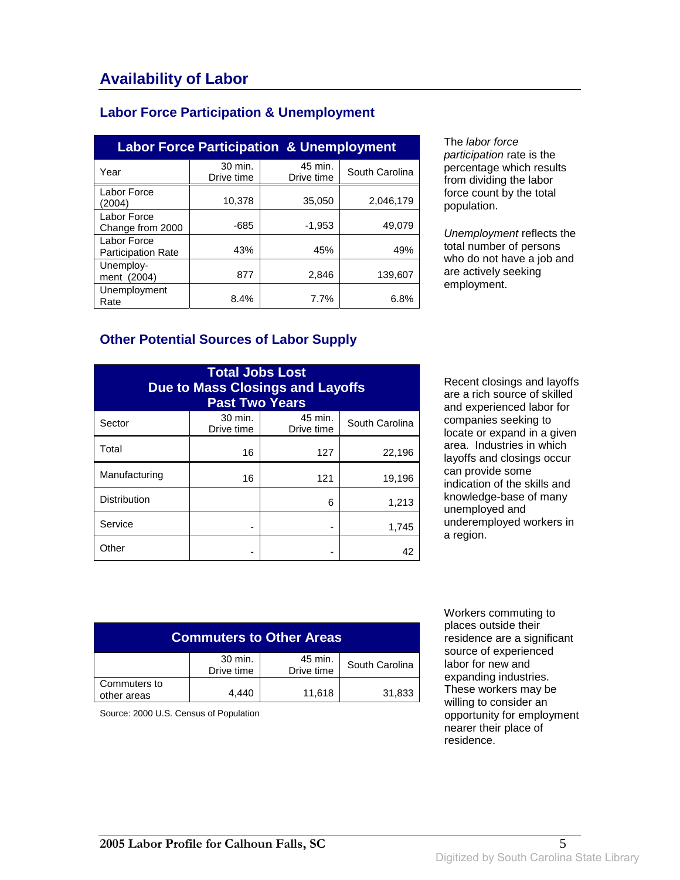## Availability of Labor

### Labor Force Participation & Unemployment

| Labor Force Participation & Unemployment | | | |
|---|---|---|---|
| Year | 30 min. Drive time | 45 min. Drive time | South Carolina |
| Labor Force (2004) | 10,378 | 35,050 | 2,046,179 |
| Labor Force Change from 2000 | -685 | -1,953 | 49,079 |
| Labor Force Participation Rate | 43% | 45% | 49% |
| Unemploy-ment (2004) | 877 | 2,846 | 139,607 |
| Unemployment Rate | 8.4% | 7.7% | 6.8% |

The *labor force participation* rate is the percentage which results from dividing the labor force count by the total population.

*Unemployment* reflects the total number of persons who do not have a job and are actively seeking employment.

### Other Potential Sources of Labor Supply

| Total Jobs Lost Due to Mass Closings and Layoffs Past Two Years | | | |
|---|---|---|---|
| Sector | 30 min. Drive time | 45 min. Drive time | South Carolina |
| Total | 16 | 127 | 22,196 |
| Manufacturing | 16 | 121 | 19,196 |
| Distribution | | 6 | 1,213 |
| Service | - | - | 1,745 |
| Other | - | - | 42 |

Recent closings and layoffs are a rich source of skilled and experienced labor for companies seeking to locate or expand in a given area. Industries in which layoffs and closings occur can provide some indication of the skills and knowledge-base of many unemployed and underemployed workers in a region.

| Commuters to Other Areas | | | |
|---|---|---|---|
| | 30 min. Drive time | 45 min. Drive time | South Carolina |
| Commuters to other areas | 4,440 | 11,618 | 31,833 |

Source: 2000 U.S. Census of Population

Workers commuting to places outside their residence are a significant source of experienced labor for new and expanding industries. These workers may be willing to consider an opportunity for employment nearer their place of residence.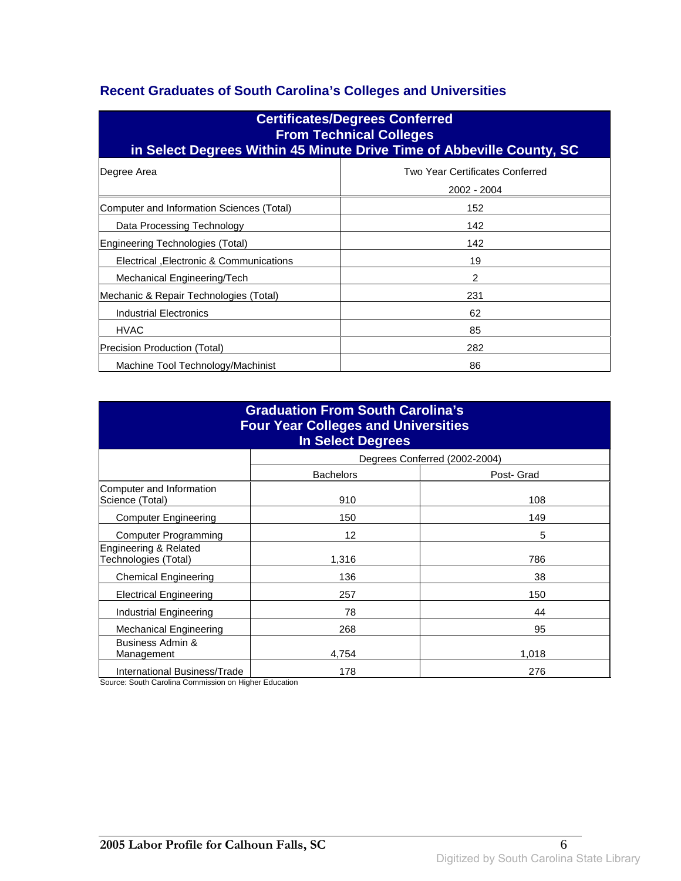## Recent Graduates of South Carolina's Colleges and Universities

| Certificates/Degrees Conferred From Technical Colleges in Select Degrees Within 45 Minute Drive Time of Abbeville County, SC | |
|---|---|
| Degree Area | Two Year Certificates Conferred 2002 - 2004 |
| Computer and Information Sciences (Total) | 152 |
| Data Processing Technology | 142 |
| Engineering Technologies (Total) | 142 |
| Electrical ,Electronic & Communications | 19 |
| Mechanical Engineering/Tech | 2 |
| Mechanic & Repair Technologies (Total) | 231 |
| Industrial Electronics | 62 |
| HVAC | 85 |
| Precision Production (Total) | 282 |
| Machine Tool Technology/Machinist | 86 |

| Graduation From South Carolina's Four Year Colleges and Universities In Select Degrees | | |
|---|---|---|
| | Degrees Conferred (2002-2004) | |
| | Bachelors | Post- Grad |
| Computer and Information Science (Total) | 910 | 108 |
| Computer Engineering | 150 | 149 |
| Computer Programming | 12 | 5 |
| Engineering & Related Technologies (Total) | 1,316 | 786 |
| Chemical Engineering | 136 | 38 |
| Electrical Engineering | 257 | 150 |
| Industrial Engineering | 78 | 44 |
| Mechanical Engineering | 268 | 95 |
| Business Admin & Management | 4,754 | 1,018 |
| International Business/Trade | 178 | 276 |

Source: South Carolina Commission on Higher Education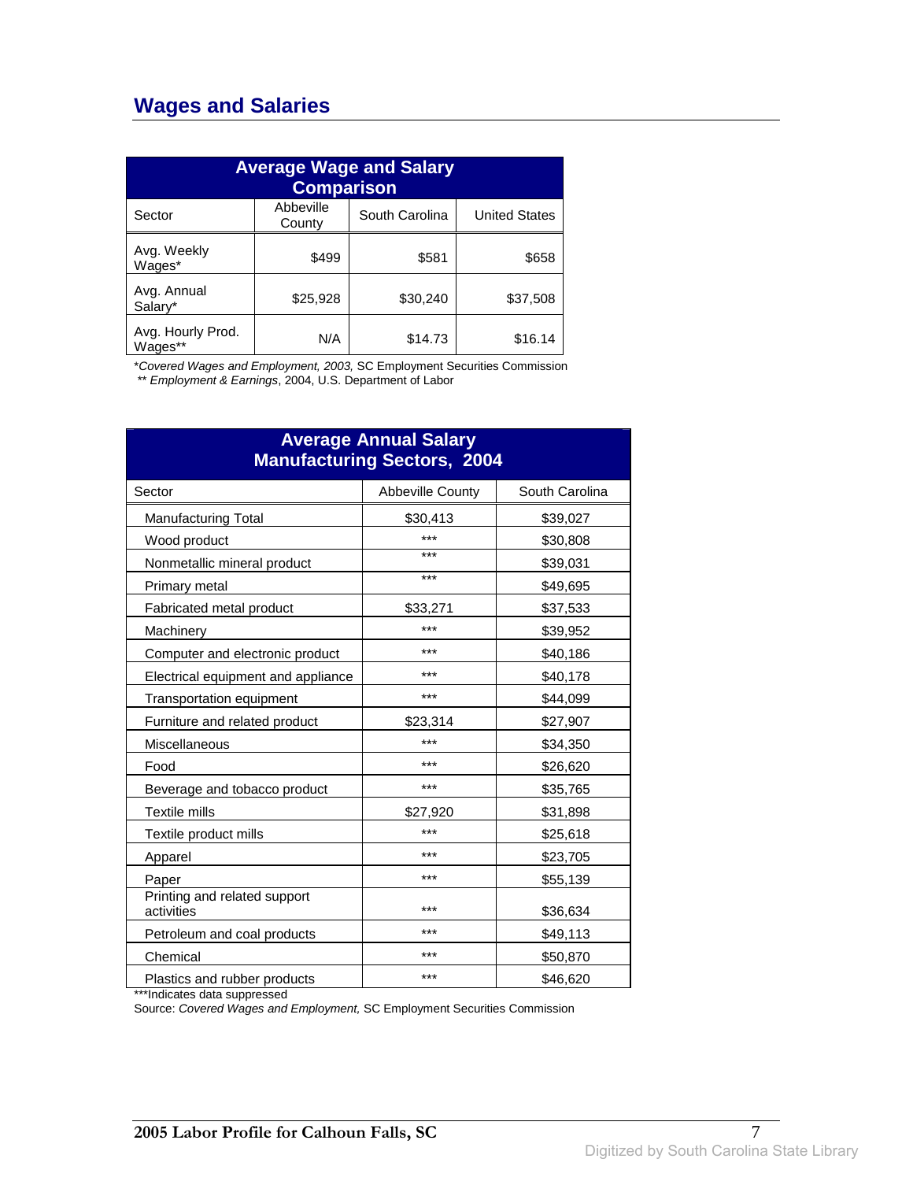## Wages and Salaries

| Average Wage and Salary Comparison | | | |
|---|---|---|---|
| Sector | Abbeville County | South Carolina | United States |
| Avg. Weekly Wages* | $499 | $581 | $658 |
| Avg. Annual Salary* | $25,928 | $30,240 | $37,508 |
| Avg. Hourly Prod. Wages** | N/A | $14.73 | $16.14 |

*\*Covered Wages and Employment, 2003,* SC Employment Securities Commission
*\*\* Employment & Earnings*, 2004, U.S. Department of Labor

| Average Annual Salary Manufacturing Sectors, 2004 | | |
|---|---|---|
| Sector | Abbeville County | South Carolina |
| Manufacturing Total | $30,413 | $39,027 |
| Wood product | *** | $30,808 |
| Nonmetallic mineral product | *** | $39,031 |
| Primary metal | *** | $49,695 |
| Fabricated metal product | $33,271 | $37,533 |
| Machinery | *** | $39,952 |
| Computer and electronic product | *** | $40,186 |
| Electrical equipment and appliance | *** | $40,178 |
| Transportation equipment | *** | $44,099 |
| Furniture and related product | $23,314 | $27,907 |
| Miscellaneous | *** | $34,350 |
| Food | *** | $26,620 |
| Beverage and tobacco product | *** | $35,765 |
| Textile mills | $27,920 | $31,898 |
| Textile product mills | *** | $25,618 |
| Apparel | *** | $23,705 |
| Paper | *** | $55,139 |
| Printing and related support activities | *** | $36,634 |
| Petroleum and coal products | *** | $49,113 |
| Chemical | *** | $50,870 |
| Plastics and rubber products | *** | $46,620 |

***Indicates data suppressed
Source: *Covered Wages and Employment,* SC Employment Securities Commission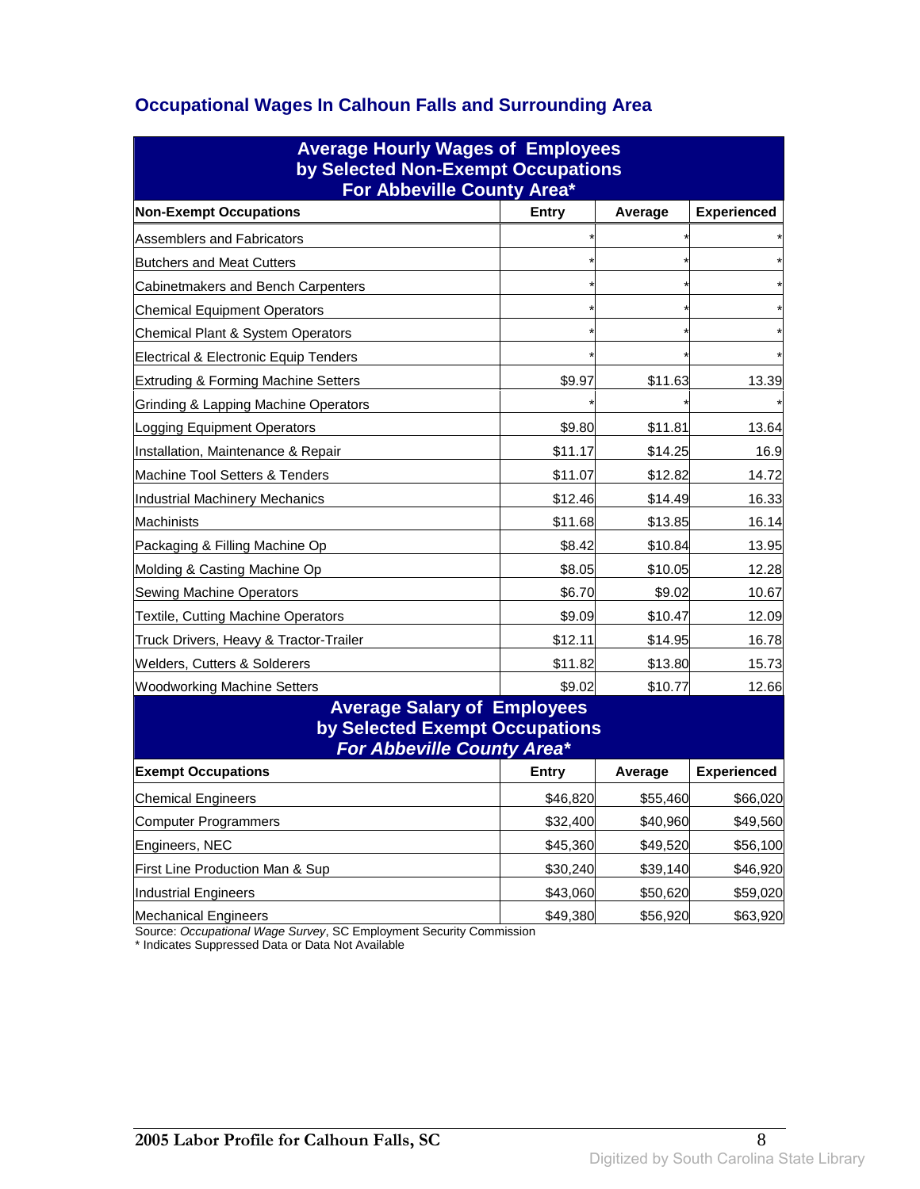## Occupational Wages In Calhoun Falls and Surrounding Area

| Average Hourly Wages of Employees by Selected Non-Exempt Occupations For Abbeville County Area* | | | |
|---|---|---|---|
| **Non-Exempt Occupations** | **Entry** | **Average** | **Experienced** |
| Assemblers and Fabricators | * | * | * |
| Butchers and Meat Cutters | * | * | * |
| Cabinetmakers and Bench Carpenters | * | * | * |
| Chemical Equipment Operators | * | * | * |
| Chemical Plant & System Operators | * | * | * |
| Electrical & Electronic Equip Tenders | * | * | * |
| Extruding & Forming Machine Setters | $9.97 | $11.63 | 13.39 |
| Grinding & Lapping Machine Operators | * | * | * |
| Logging Equipment Operators | $9.80 | $11.81 | 13.64 |
| Installation, Maintenance & Repair | $11.17 | $14.25 | 16.9 |
| Machine Tool Setters & Tenders | $11.07 | $12.82 | 14.72 |
| Industrial Machinery Mechanics | $12.46 | $14.49 | 16.33 |
| Machinists | $11.68 | $13.85 | 16.14 |
| Packaging & Filling Machine Op | $8.42 | $10.84 | 13.95 |
| Molding & Casting Machine Op | $8.05 | $10.05 | 12.28 |
| Sewing Machine Operators | $6.70 | $9.02 | 10.67 |
| Textile, Cutting Machine Operators | $9.09 | $10.47 | 12.09 |
| Truck Drivers, Heavy & Tractor-Trailer | $12.11 | $14.95 | 16.78 |
| Welders, Cutters & Solderers | $11.82 | $13.80 | 15.73 |
| Woodworking Machine Setters | $9.02 | $10.77 | 12.66 |

| Average Salary of Employees by Selected Exempt Occupations *For Abbeville County Area** | | | |
|---|---|---|---|
| **Exempt Occupations** | **Entry** | **Average** | **Experienced** |
| Chemical Engineers | $46,820 | $55,460 | $66,020 |
| Computer Programmers | $32,400 | $40,960 | $49,560 |
| Engineers, NEC | $45,360 | $49,520 | $56,100 |
| First Line Production Man & Sup | $30,240 | $39,140 | $46,920 |
| Industrial Engineers | $43,060 | $50,620 | $59,020 |
| Mechanical Engineers | $49,380 | $56,920 | $63,920 |

Source: *Occupational Wage Survey*, SC Employment Security Commission
* Indicates Suppressed Data or Data Not Available